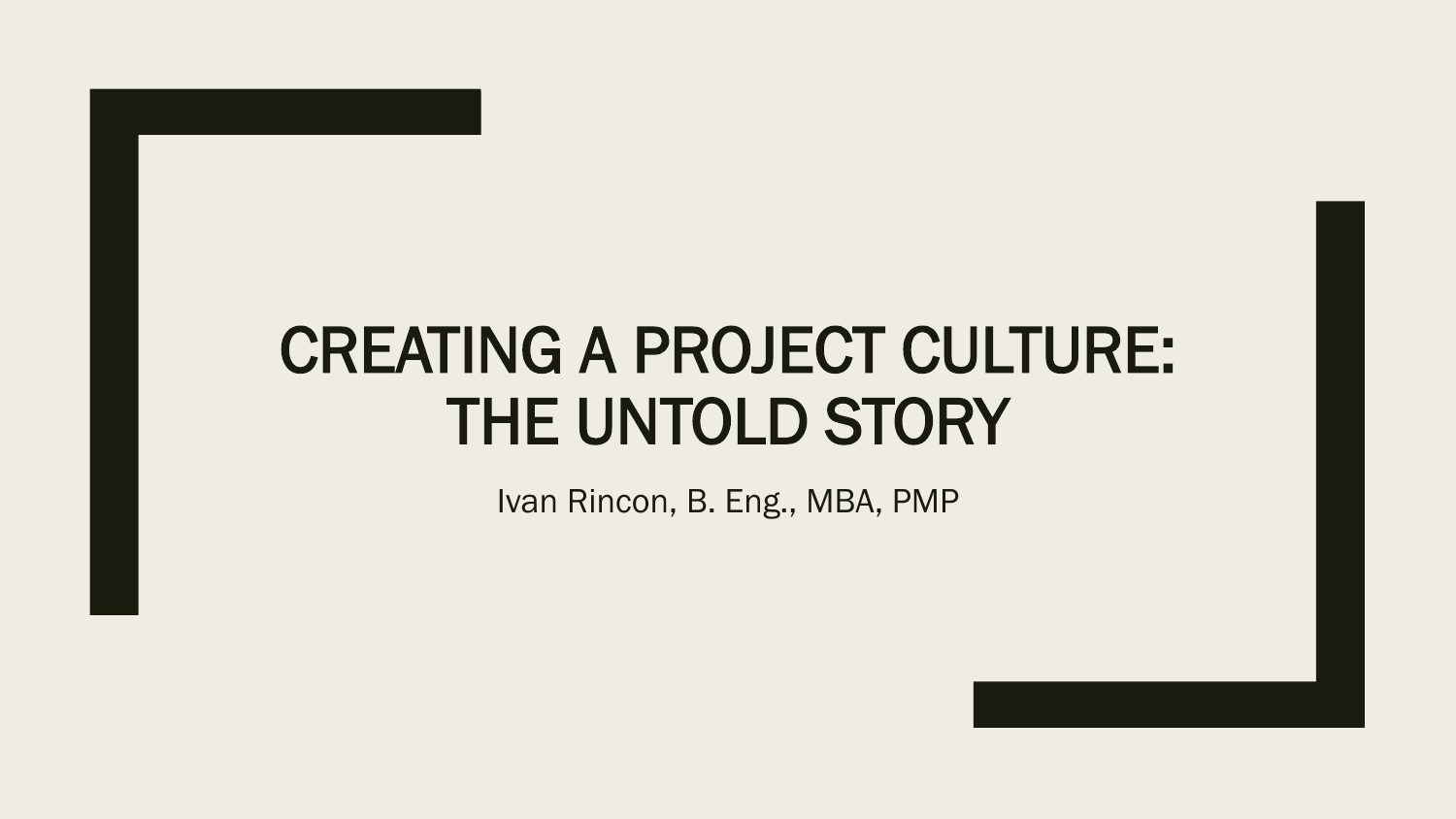# CREATING A PROJECT CULTURE: THE UNTOLD STORY

Ivan Rincon, B. Eng., MBA, PMP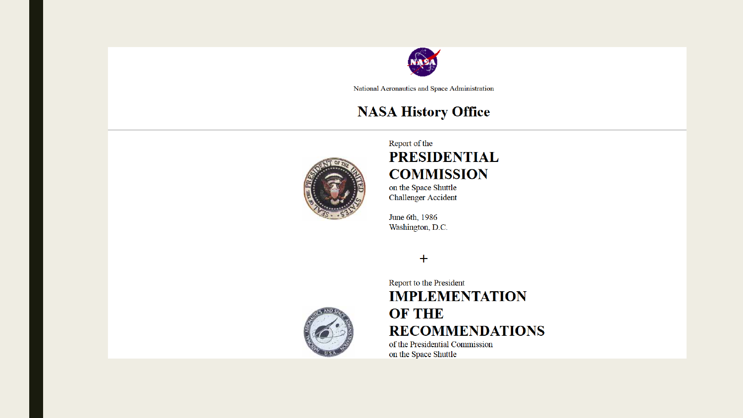National Aeronautics and Space Administration

# NASA History Office

Report of the

## PRESIDENTIAL COMMISSION

on the Space Shuttle Challenger Accident

June 6th, 1986
Washington, D.C.

+

Report to the President

## IMPLEMENTATION OF THE RECOMMENDATIONS

of the Presidential Commission
on the Space Shuttle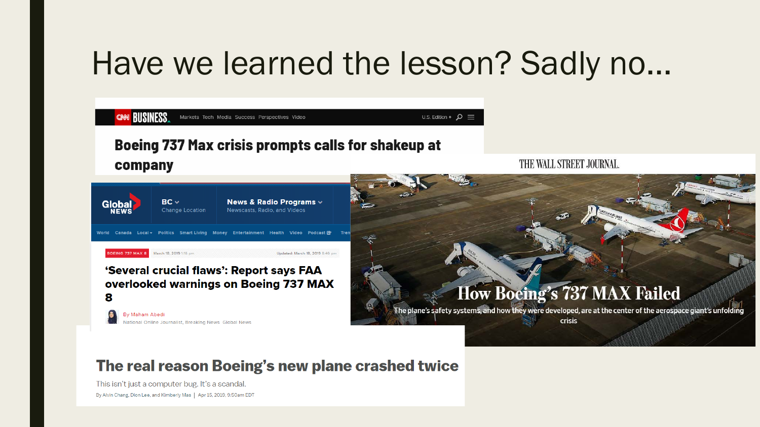# Have we learned the lesson? Sadly no…

CNN BUSINESS Markets Tech Media Success Perspectives Video U.S. Edition +

**Boeing 737 Max crisis prompts calls for shakeup at company**

Global NEWS | BC Change Location | News & Radio Programs Newscasts, Radio, and Videos

World Canada Local Politics Smart Living Money Entertainment Health Video Podcast Tren

BOEING 737 MAX 8 March 18, 2019 1:18 pm Updated: March 18, 2019 8:46 pm

**'Several crucial flaws': Report says FAA overlooked warnings on Boeing 737 MAX 8**

By Maham Abedi
National Online Journalist, Breaking News Global News

THE WALL STREET JOURNAL.

**How Boeing's 737 MAX Failed**

The plane's safety systems, and how they were developed, are at the center of the aerospace giant's unfolding crisis

**The real reason Boeing's new plane crashed twice**

This isn't just a computer bug. It's a scandal.

By Alvin Chang, Dion Lee, and Kimberly Mas | Apr 15, 2019, 9:50am EDT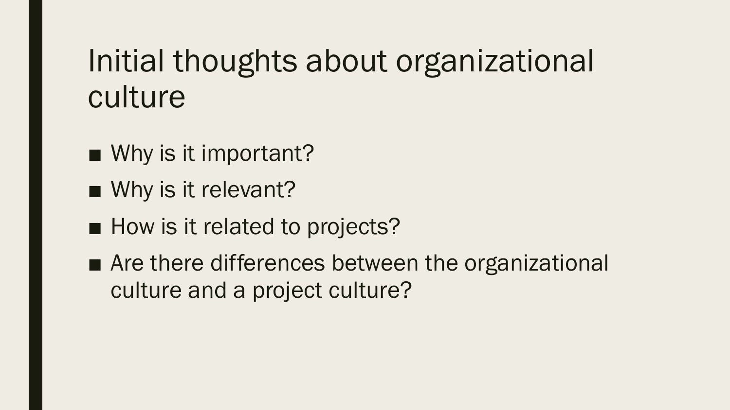# Initial thoughts about organizational culture

- Why is it important?
- Why is it relevant?
- How is it related to projects?
- Are there differences between the organizational culture and a project culture?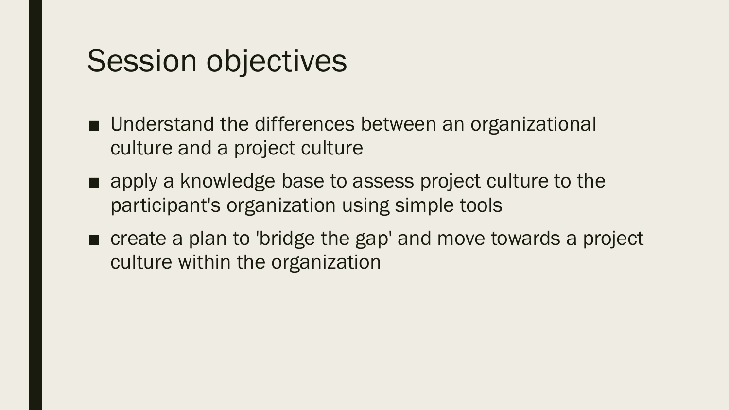# Session objectives

- Understand the differences between an organizational culture and a project culture
- apply a knowledge base to assess project culture to the participant's organization using simple tools
- create a plan to 'bridge the gap' and move towards a project culture within the organization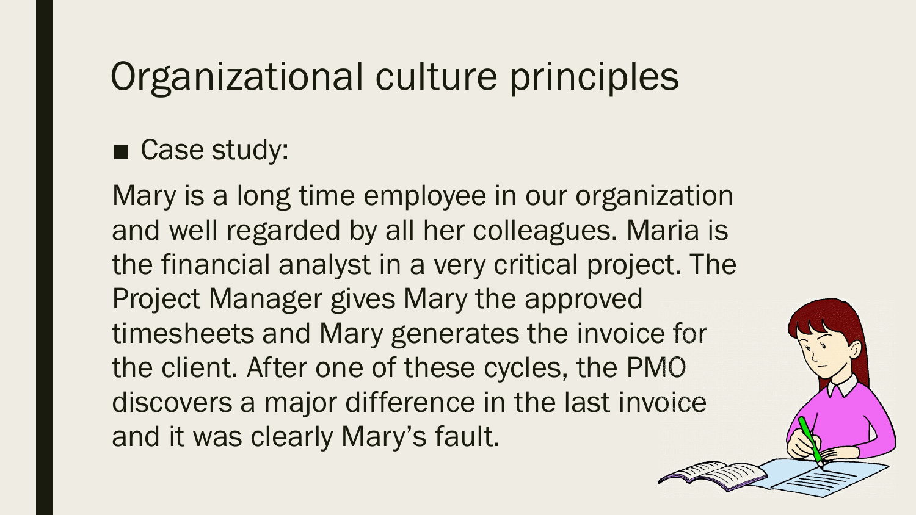# Organizational culture principles

- Case study:

Mary is a long time employee in our organization and well regarded by all her colleagues. Maria is the financial analyst in a very critical project. The Project Manager gives Mary the approved timesheets and Mary generates the invoice for the client. After one of these cycles, the PMO discovers a major difference in the last invoice and it was clearly Mary's fault.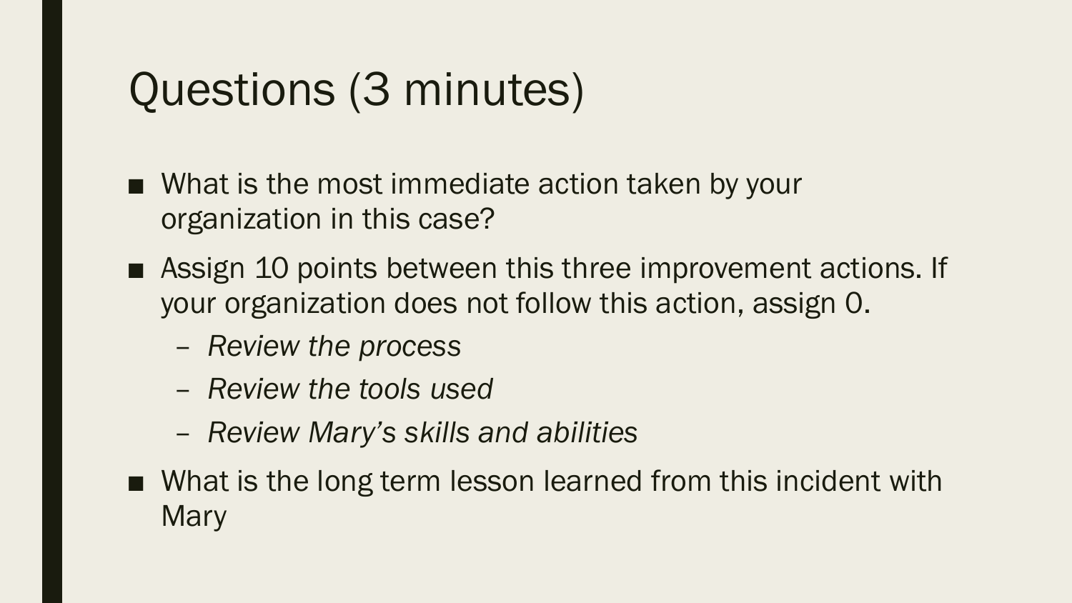# Questions (3 minutes)

- What is the most immediate action taken by your organization in this case?
- Assign 10 points between this three improvement actions. If your organization does not follow this action, assign 0.
  - *Review the process*
  - *Review the tools used*
  - *Review Mary's skills and abilities*
- What is the long term lesson learned from this incident with Mary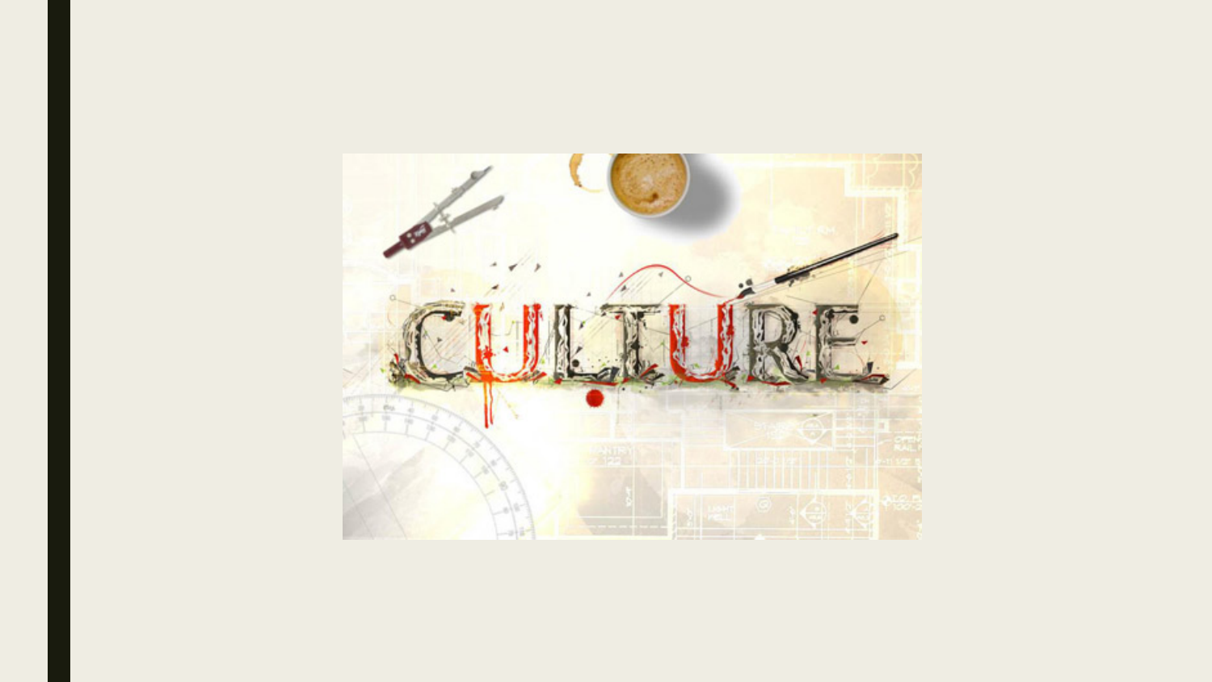CULTURE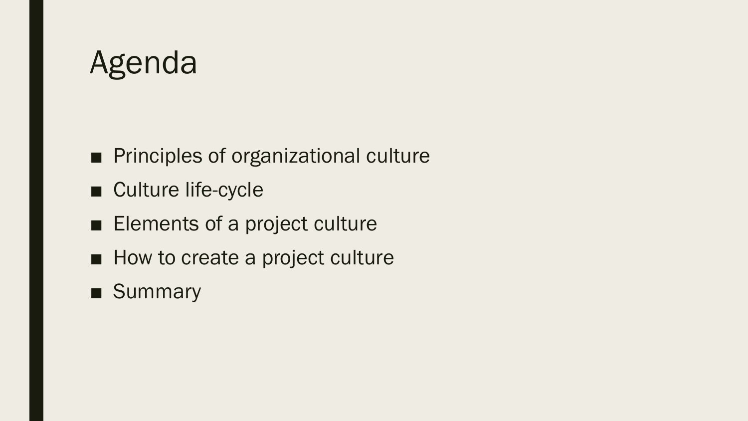# Agenda

- Principles of organizational culture
- Culture life-cycle
- Elements of a project culture
- How to create a project culture
- Summary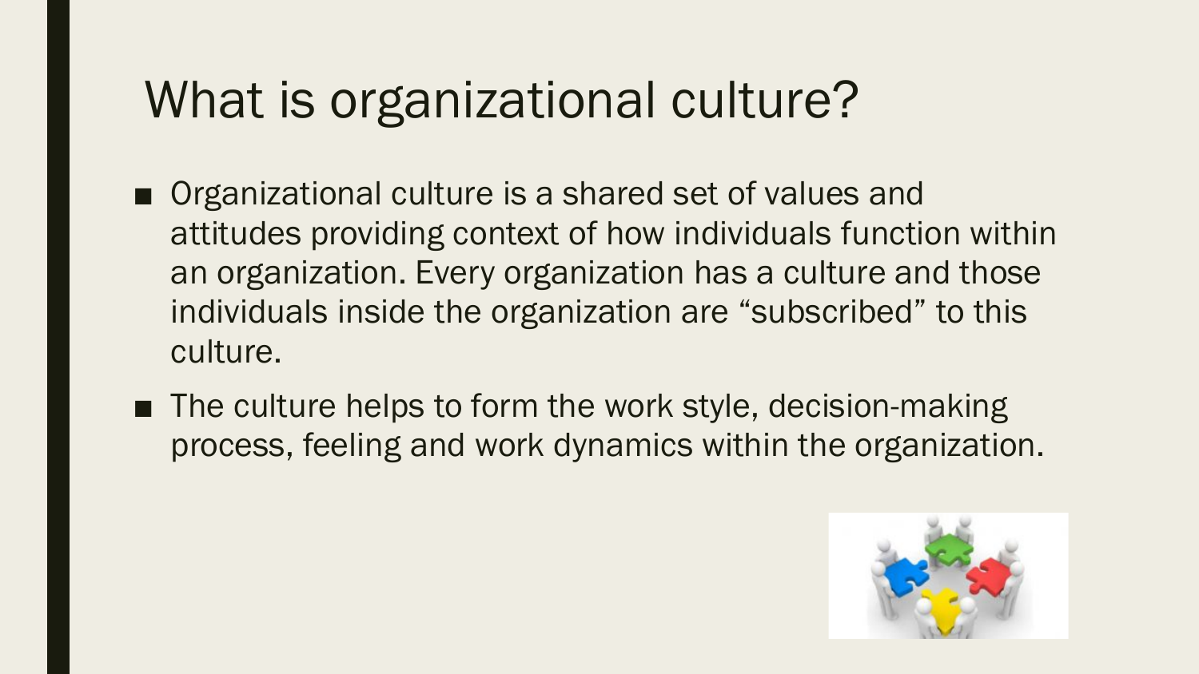# What is organizational culture?

- Organizational culture is a shared set of values and attitudes providing context of how individuals function within an organization. Every organization has a culture and those individuals inside the organization are "subscribed" to this culture.
- The culture helps to form the work style, decision-making process, feeling and work dynamics within the organization.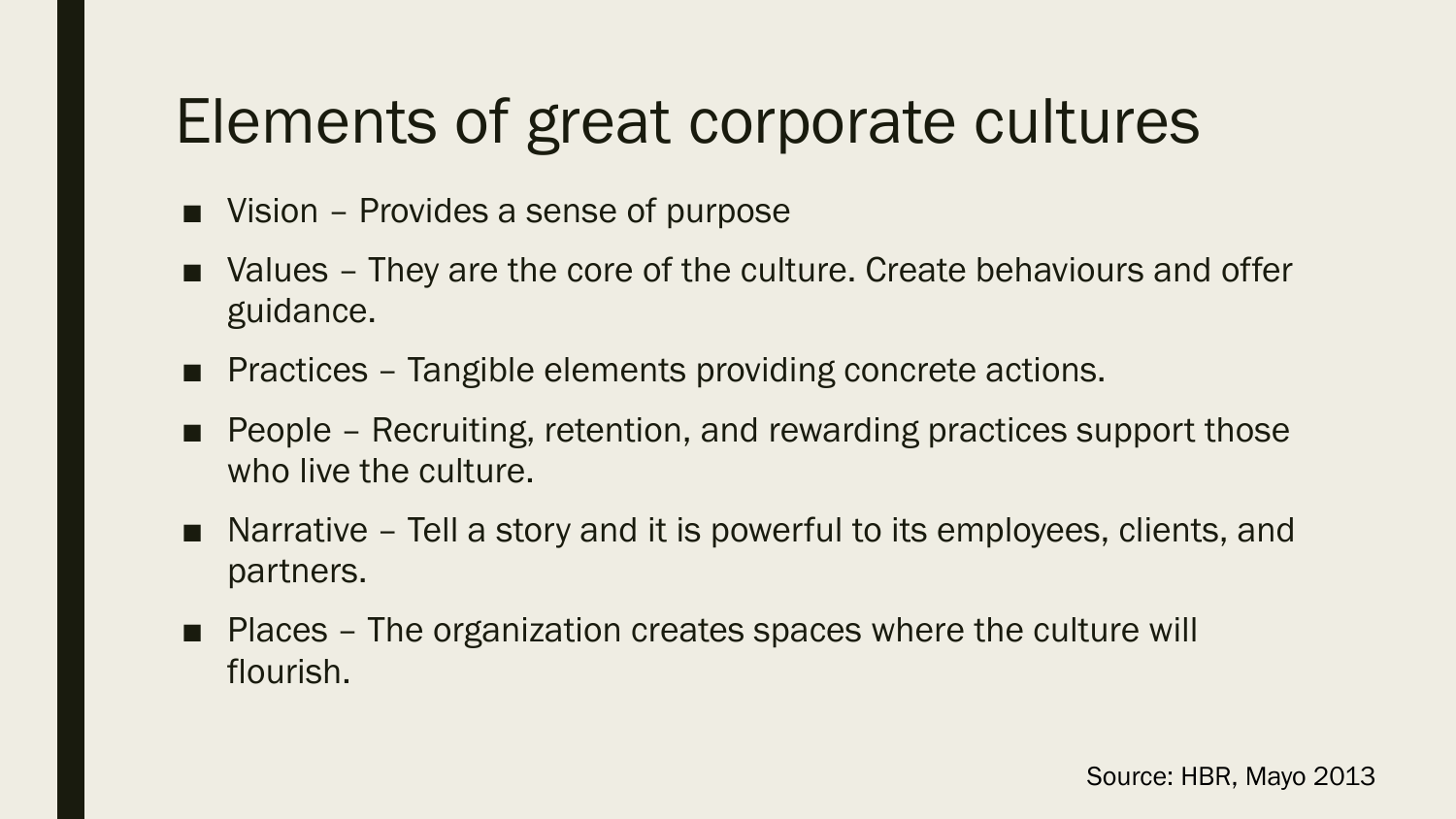# Elements of great corporate cultures

- Vision – Provides a sense of purpose
- Values – They are the core of the culture. Create behaviours and offer guidance.
- Practices – Tangible elements providing concrete actions.
- People – Recruiting, retention, and rewarding practices support those who live the culture.
- Narrative – Tell a story and it is powerful to its employees, clients, and partners.
- Places – The organization creates spaces where the culture will flourish.

Source: HBR, Mayo 2013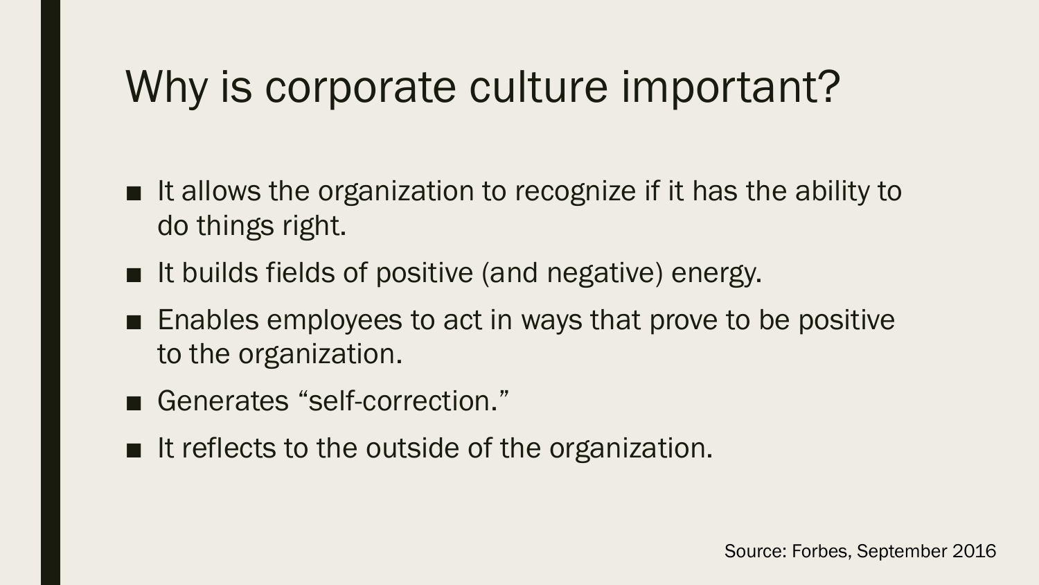# Why is corporate culture important?

- It allows the organization to recognize if it has the ability to do things right.
- It builds fields of positive (and negative) energy.
- Enables employees to act in ways that prove to be positive to the organization.
- Generates "self-correction."
- It reflects to the outside of the organization.

Source: Forbes, September 2016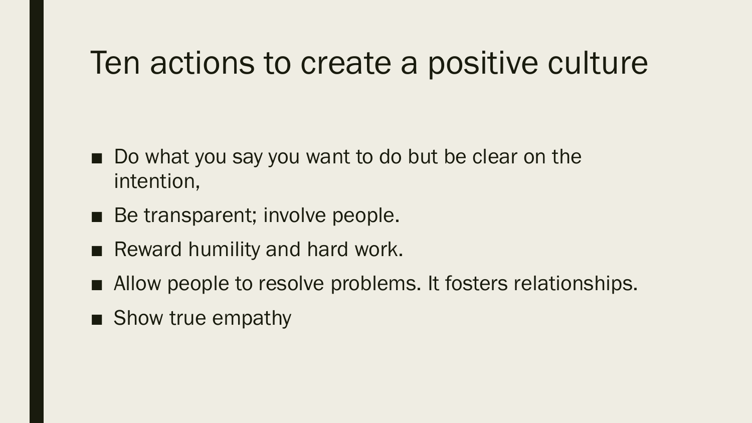# Ten actions to create a positive culture

- Do what you say you want to do but be clear on the intention,
- Be transparent; involve people.
- Reward humility and hard work.
- Allow people to resolve problems. It fosters relationships.
- Show true empathy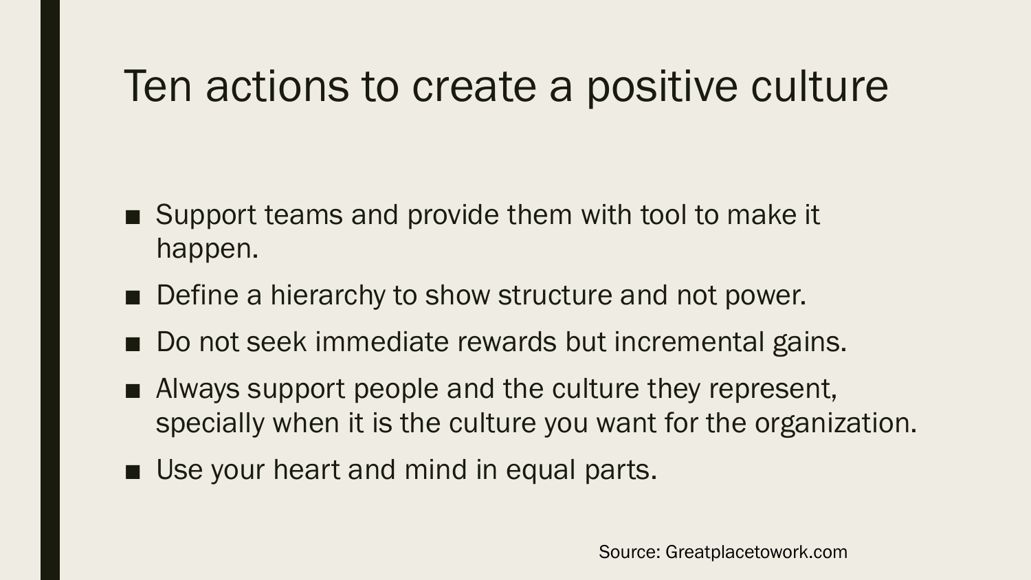# Ten actions to create a positive culture

- Support teams and provide them with tool to make it happen.
- Define a hierarchy to show structure and not power.
- Do not seek immediate rewards but incremental gains.
- Always support people and the culture they represent, specially when it is the culture you want for the organization.
- Use your heart and mind in equal parts.

Source: Greatplacetowork.com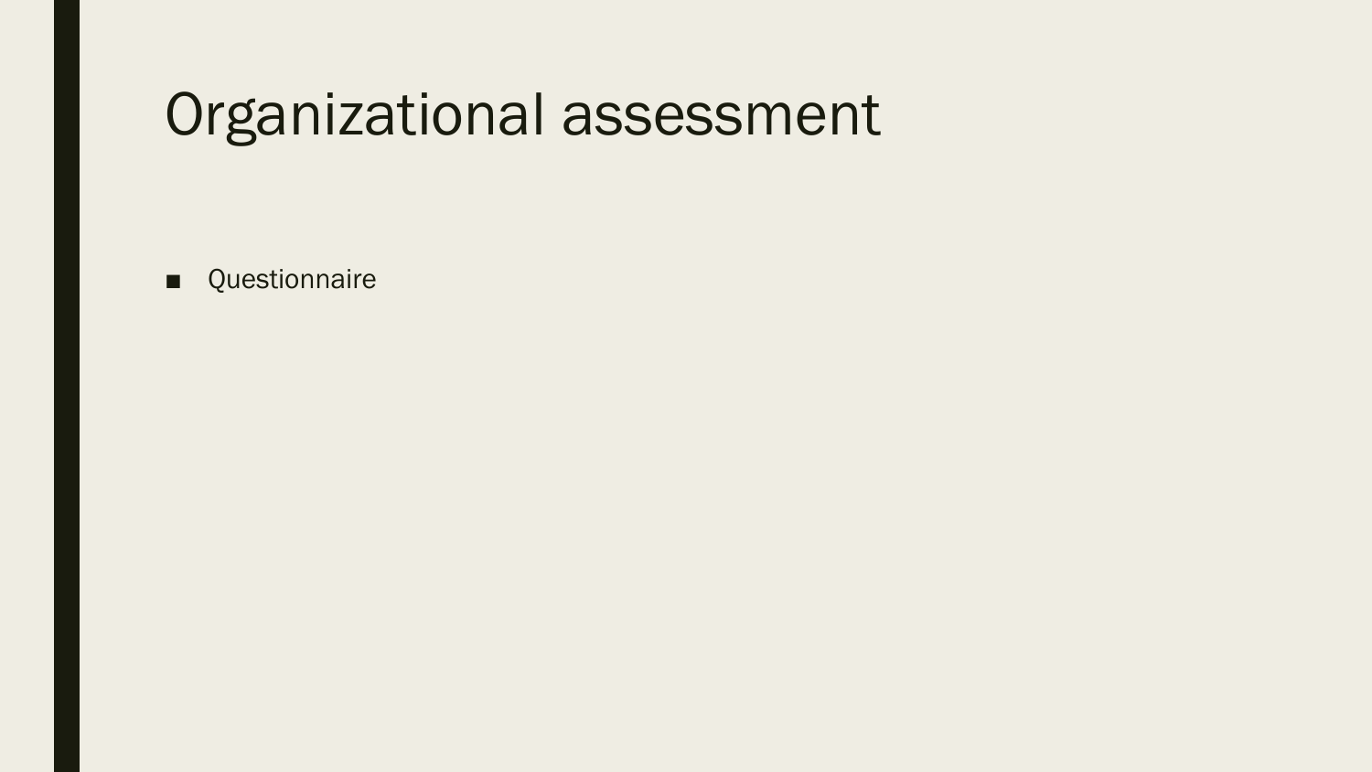# Organizational assessment

- Questionnaire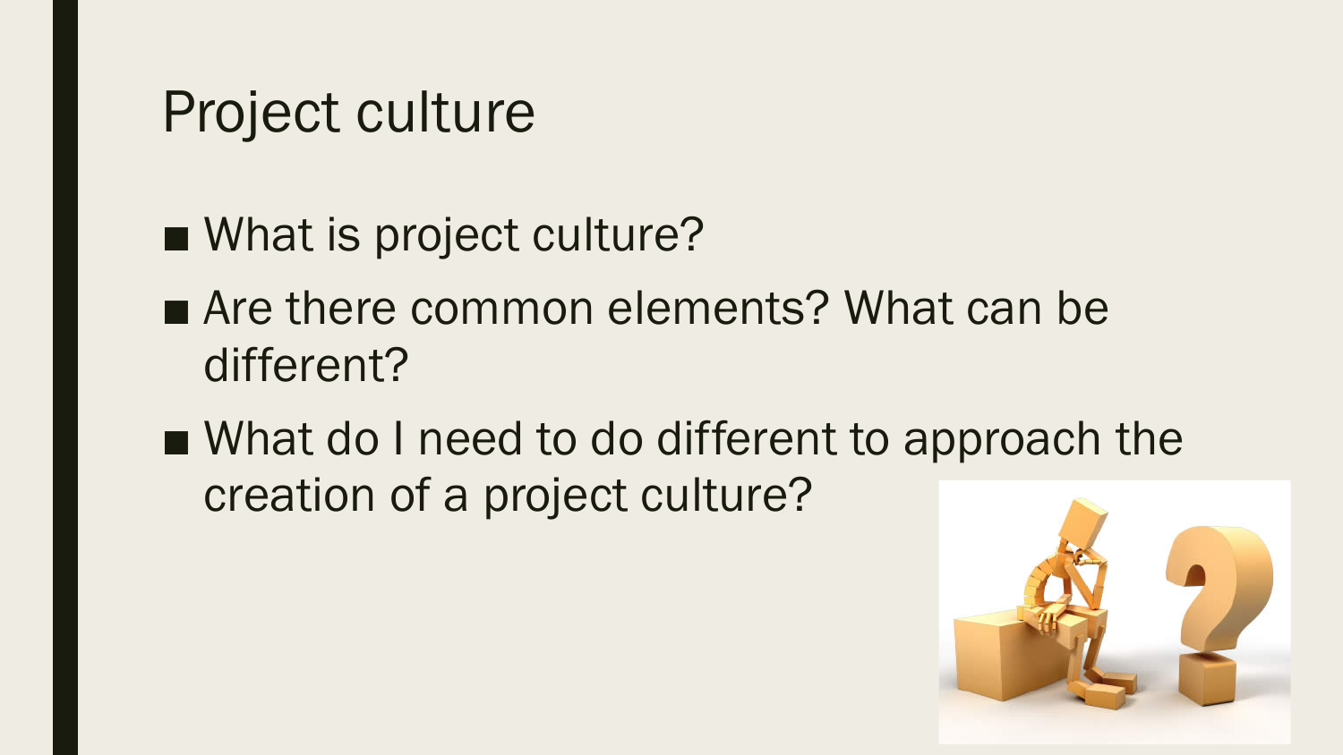# Project culture

- What is project culture?
- Are there common elements? What can be different?
- What do I need to do different to approach the creation of a project culture?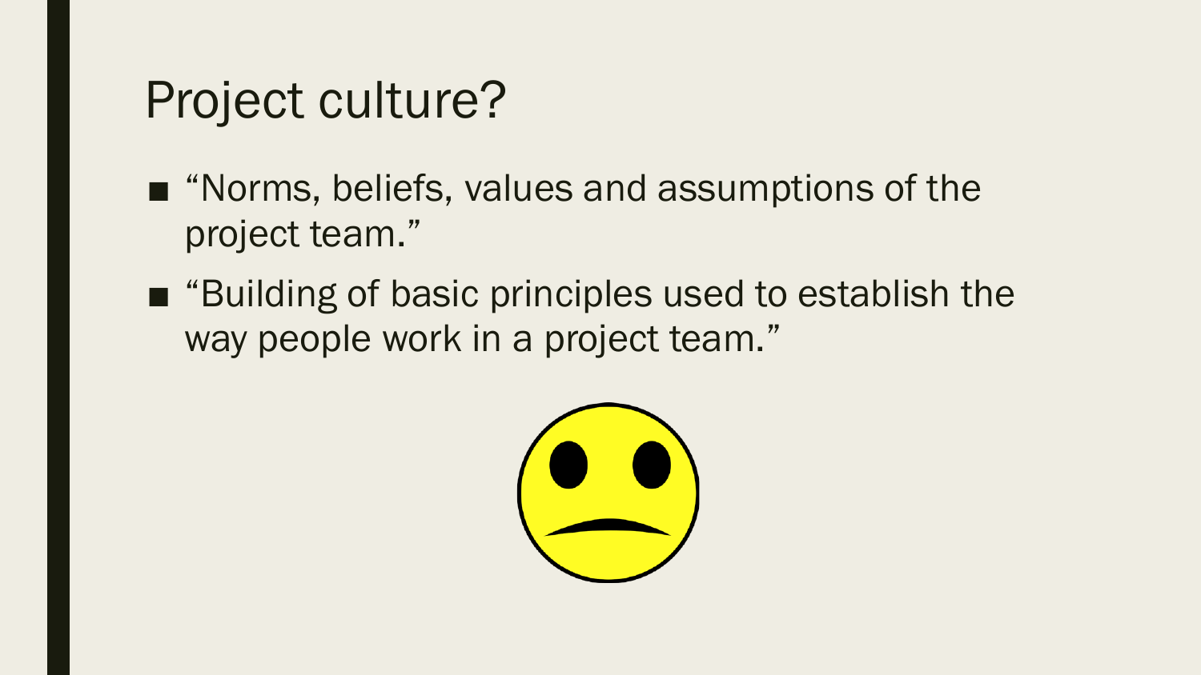# Project culture?

- "Norms, beliefs, values and assumptions of the project team."
- "Building of basic principles used to establish the way people work in a project team."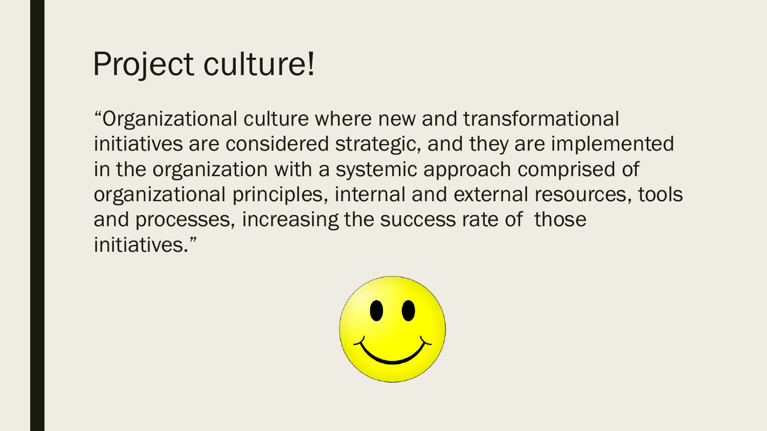# Project culture!

“Organizational culture where new and transformational initiatives are considered strategic, and they are implemented in the organization with a systemic approach comprised of organizational principles, internal and external resources, tools and processes, increasing the success rate of those initiatives.”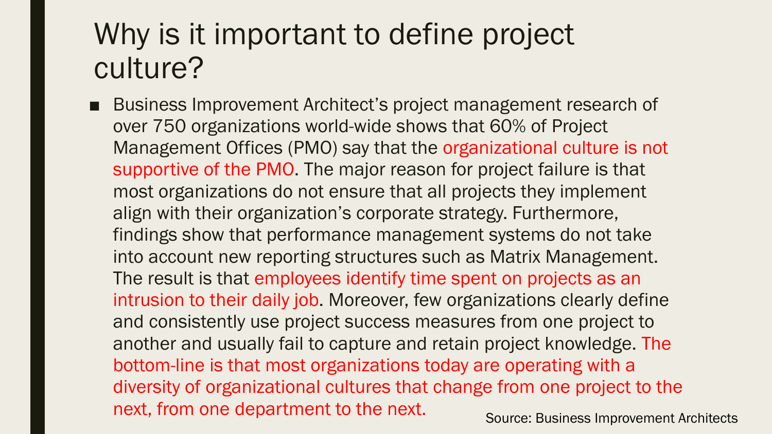# Why is it important to define project culture?

- Business Improvement Architect's project management research of over 750 organizations world-wide shows that 60% of Project Management Offices (PMO) say that the organizational culture is not supportive of the PMO. The major reason for project failure is that most organizations do not ensure that all projects they implement align with their organization's corporate strategy. Furthermore, findings show that performance management systems do not take into account new reporting structures such as Matrix Management. The result is that employees identify time spent on projects as an intrusion to their daily job. Moreover, few organizations clearly define and consistently use project success measures from one project to another and usually fail to capture and retain project knowledge. The bottom-line is that most organizations today are operating with a diversity of organizational cultures that change from one project to the next, from one department to the next.

Source: Business Improvement Architects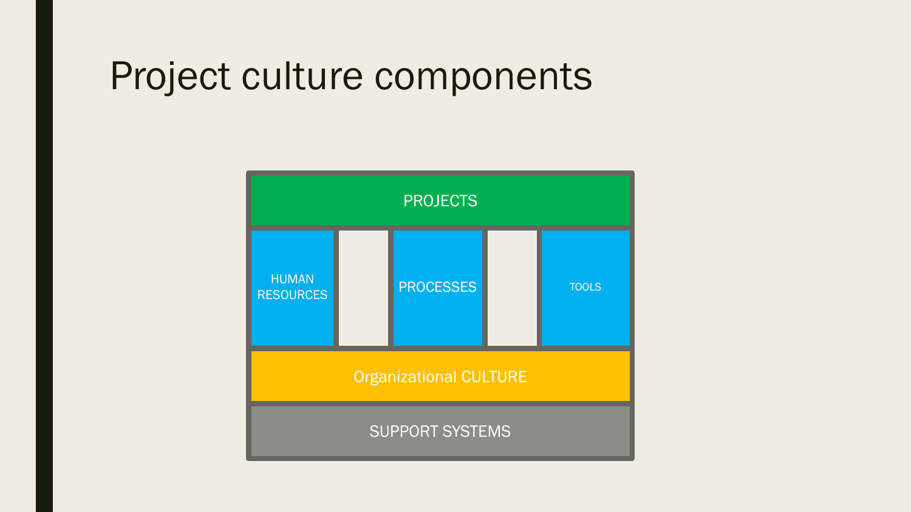# Project culture components

PROJECTS

HUMAN RESOURCES

PROCESSES

TOOLS

Organizational CULTURE

SUPPORT SYSTEMS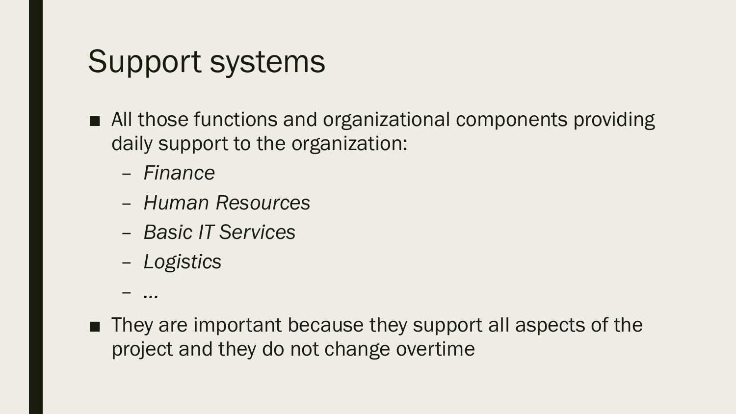# Support systems

- All those functions and organizational components providing daily support to the organization:
  - *Finance*
  - *Human Resources*
  - *Basic IT Services*
  - *Logistics*
  - *...*
- They are important because they support all aspects of the project and they do not change overtime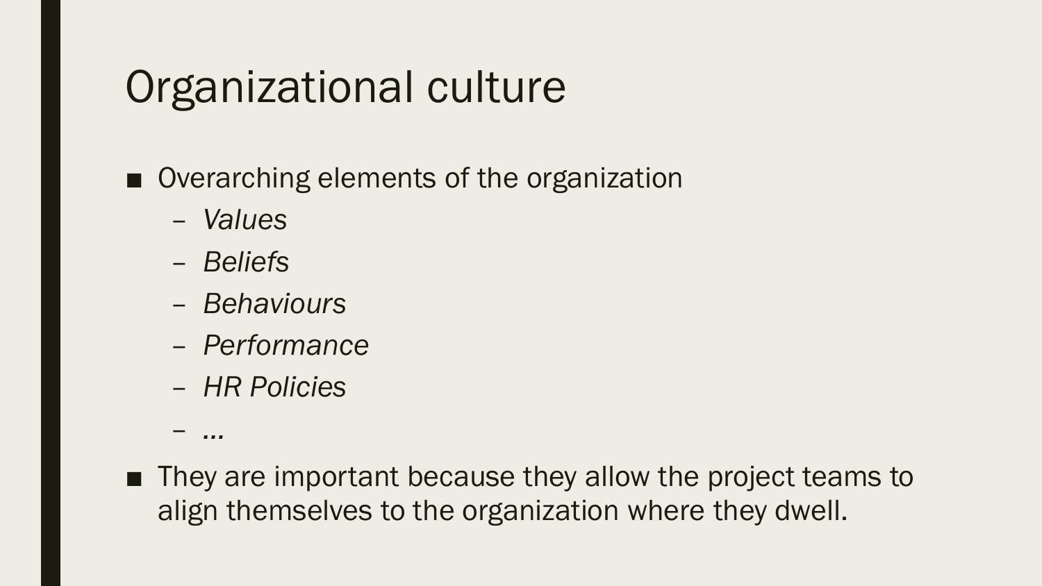# Organizational culture

- Overarching elements of the organization
  - *Values*
  - *Beliefs*
  - *Behaviours*
  - *Performance*
  - *HR Policies*
  - *…*
- They are important because they allow the project teams to align themselves to the organization where they dwell.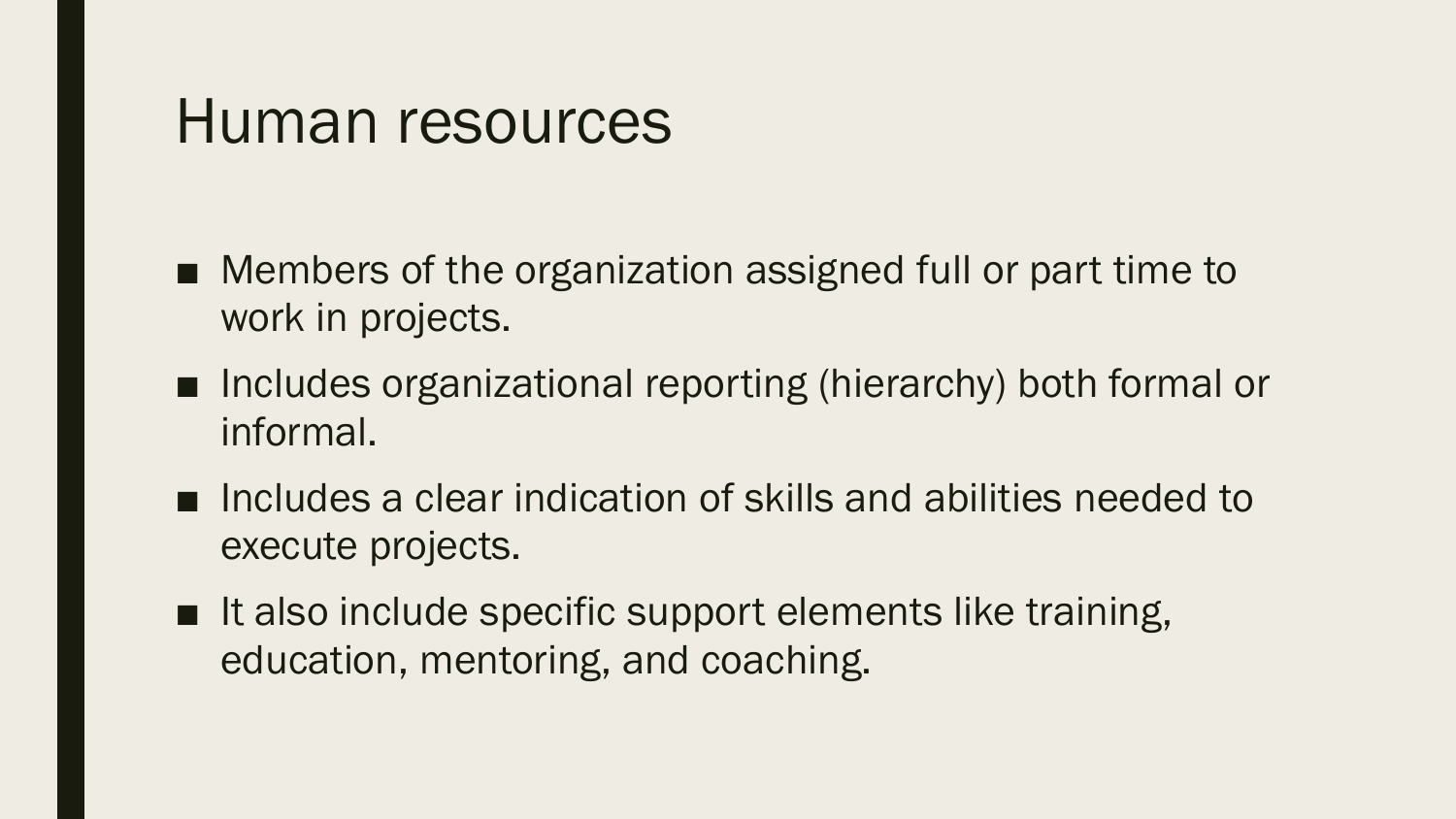# Human resources

- Members of the organization assigned full or part time to work in projects.
- Includes organizational reporting (hierarchy) both formal or informal.
- Includes a clear indication of skills and abilities needed to execute projects.
- It also include specific support elements like training, education, mentoring, and coaching.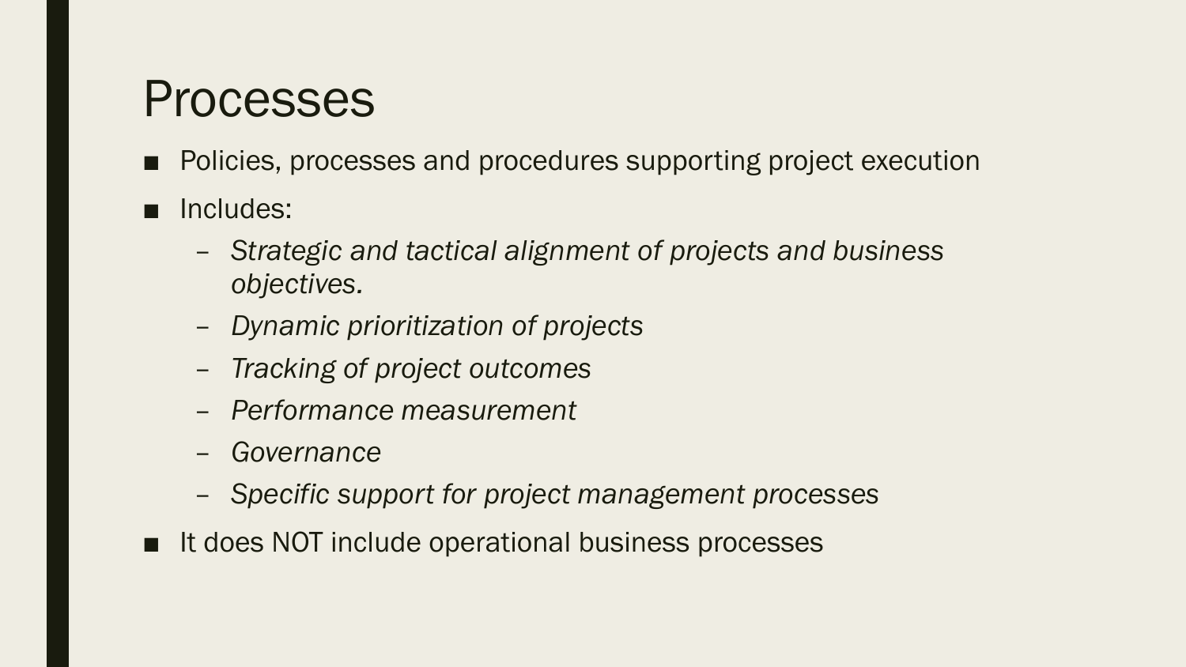# Processes

- Policies, processes and procedures supporting project execution
- Includes:
  - *Strategic and tactical alignment of projects and business objectives.*
  - *Dynamic prioritization of projects*
  - *Tracking of project outcomes*
  - *Performance measurement*
  - *Governance*
  - *Specific support for project management processes*
- It does NOT include operational business processes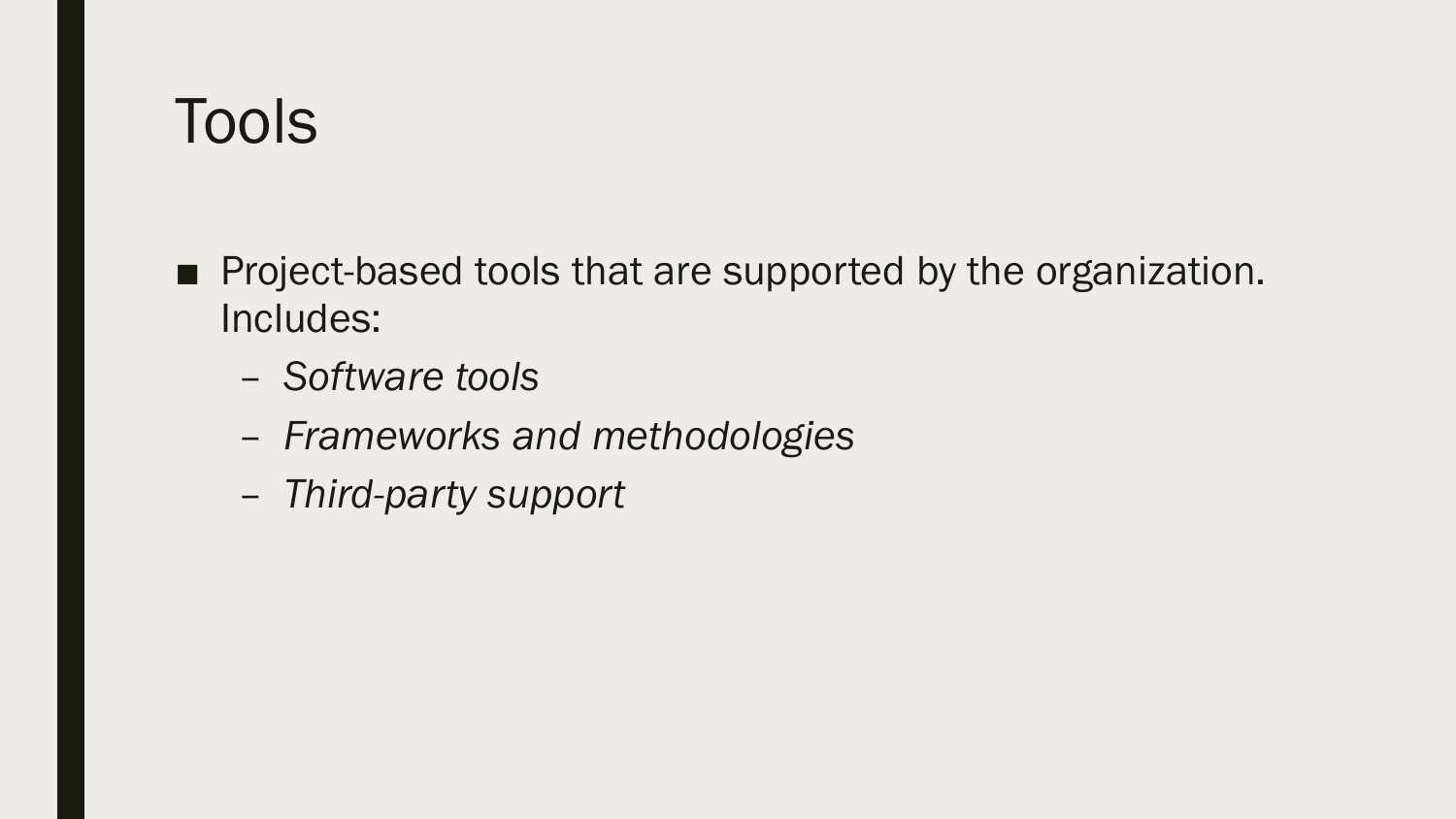# Tools

- Project-based tools that are supported by the organization. Includes:
  - *Software tools*
  - *Frameworks and methodologies*
  - *Third-party support*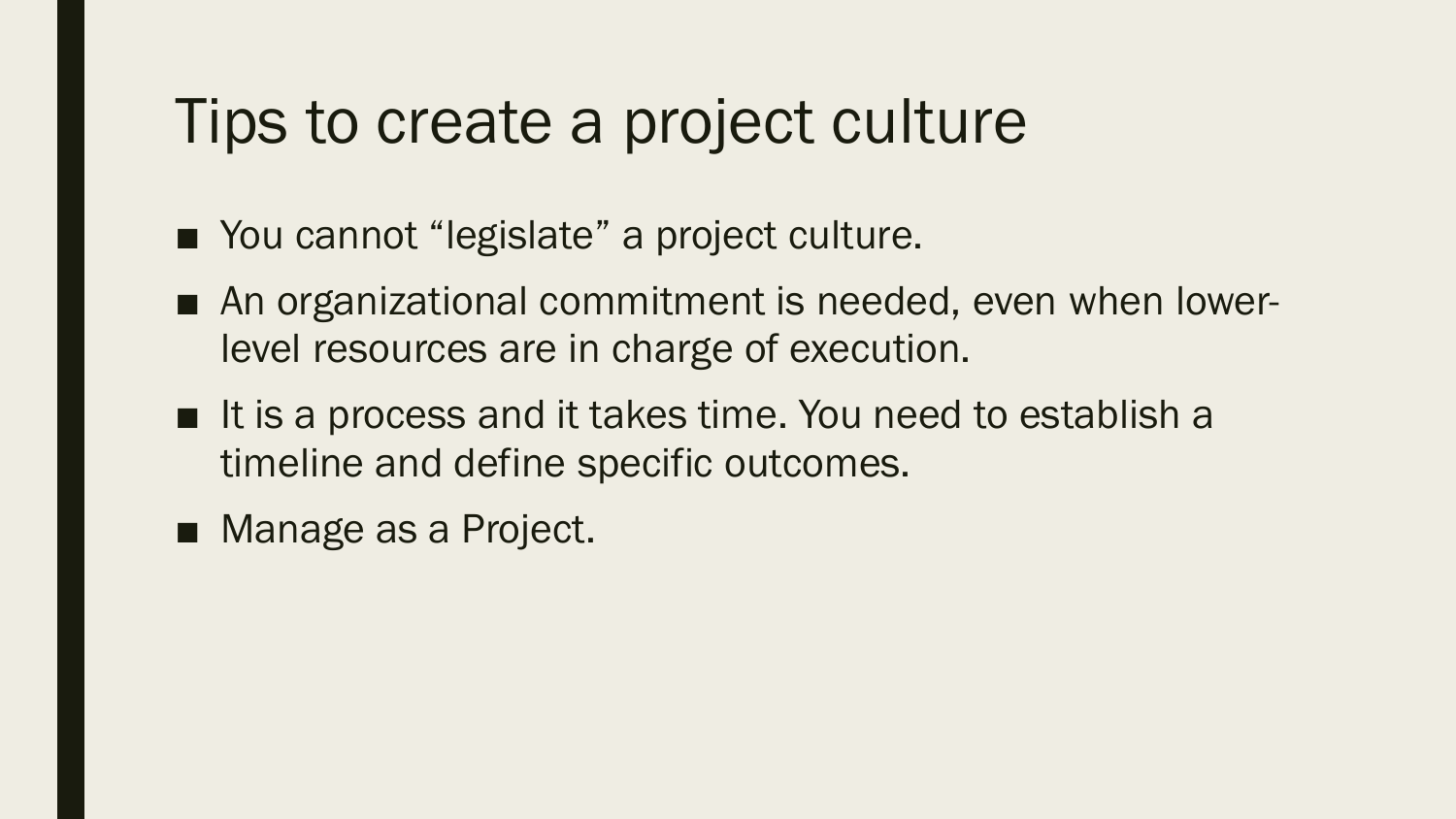# Tips to create a project culture

- You cannot "legislate" a project culture.
- An organizational commitment is needed, even when lower-level resources are in charge of execution.
- It is a process and it takes time. You need to establish a timeline and define specific outcomes.
- Manage as a Project.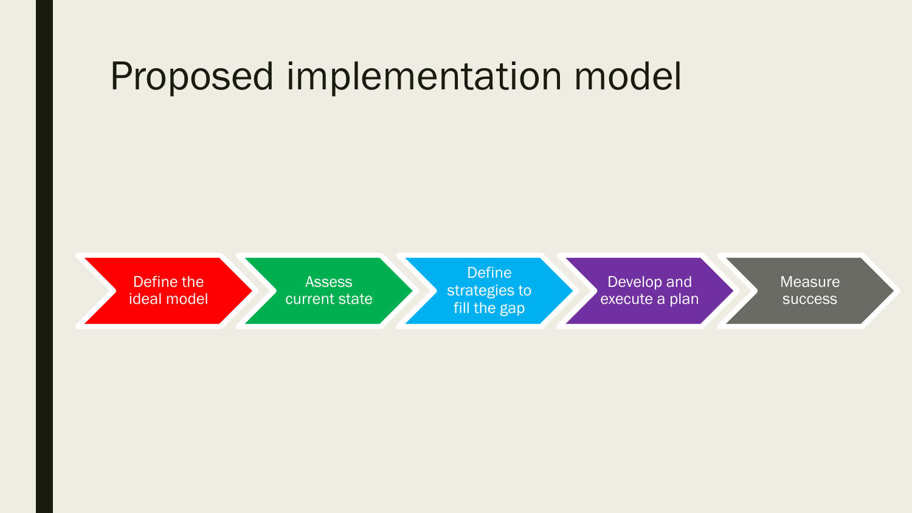# Proposed implementation model

1. Define the ideal model
2. Assess current state
3. Define strategies to fill the gap
4. Develop and execute a plan
5. Measure success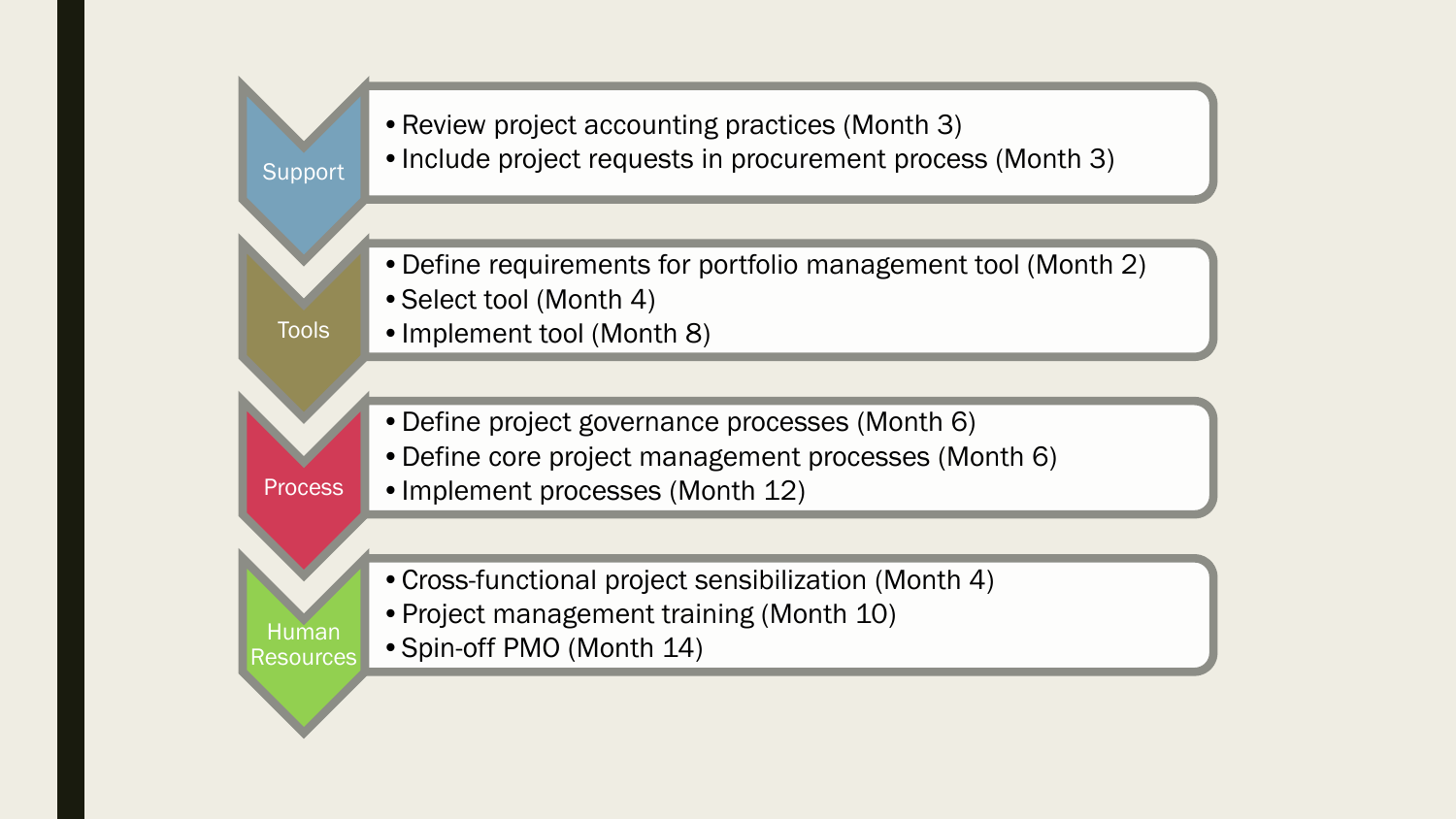**Support**
- Review project accounting practices (Month 3)
- Include project requests in procurement process (Month 3)

**Tools**
- Define requirements for portfolio management tool (Month 2)
- Select tool (Month 4)
- Implement tool (Month 8)

**Process**
- Define project governance processes (Month 6)
- Define core project management processes (Month 6)
- Implement processes (Month 12)

**Human Resources**
- Cross-functional project sensibilization (Month 4)
- Project management training (Month 10)
- Spin-off PMO (Month 14)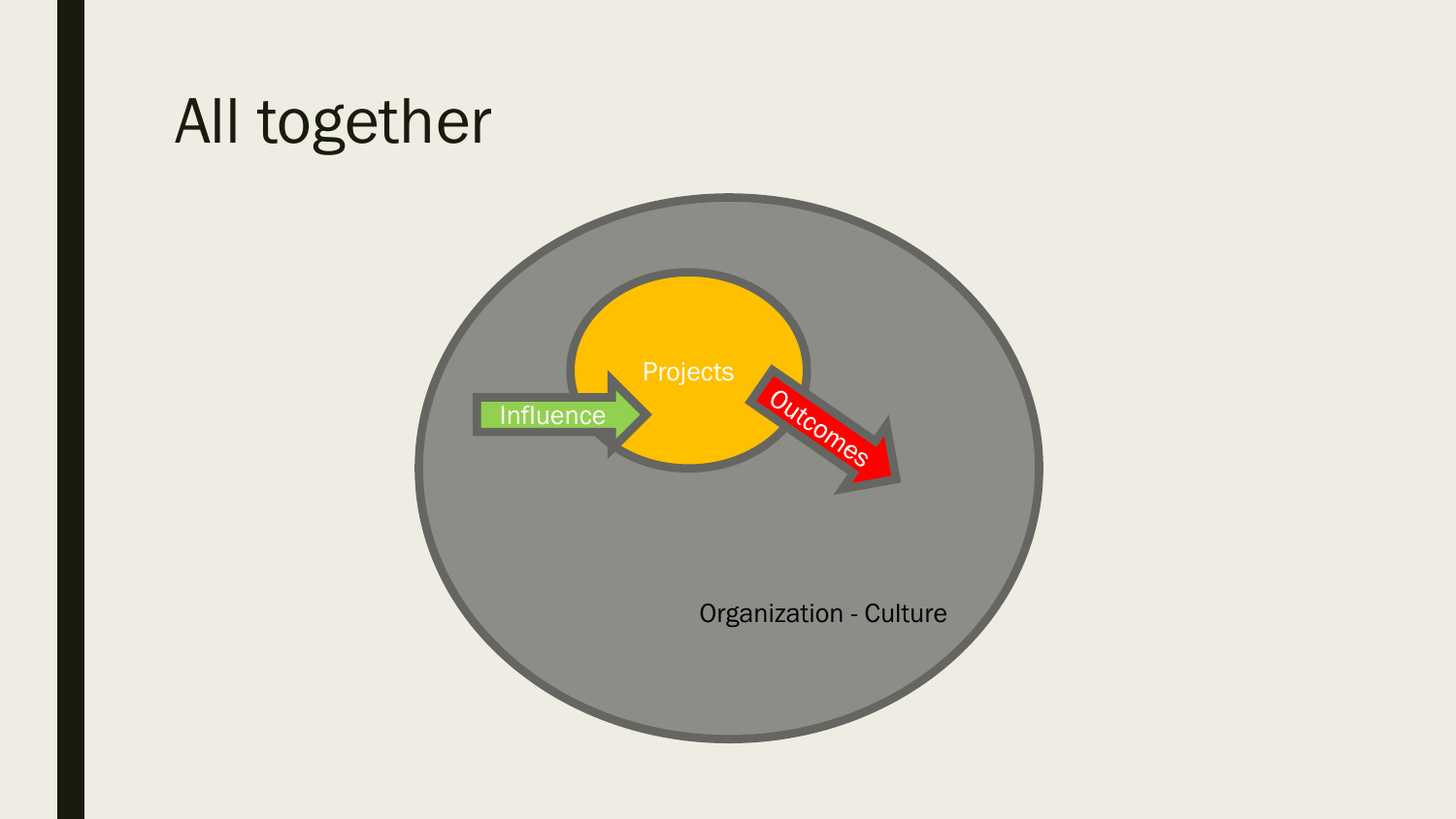# All together

Projects

Influence

Outcomes

Organization - Culture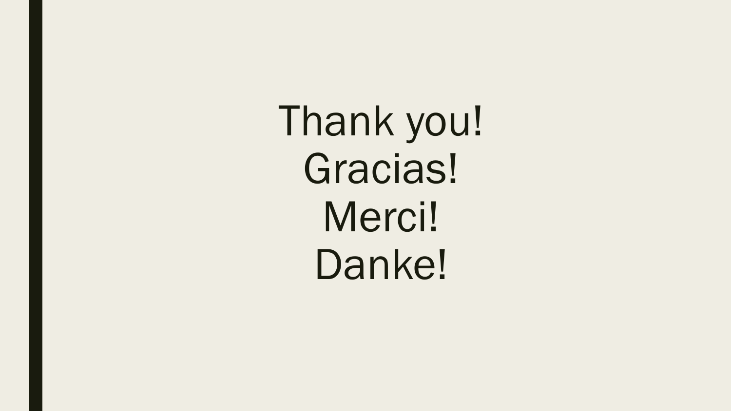Thank you!
Gracias!
Merci!
Danke!